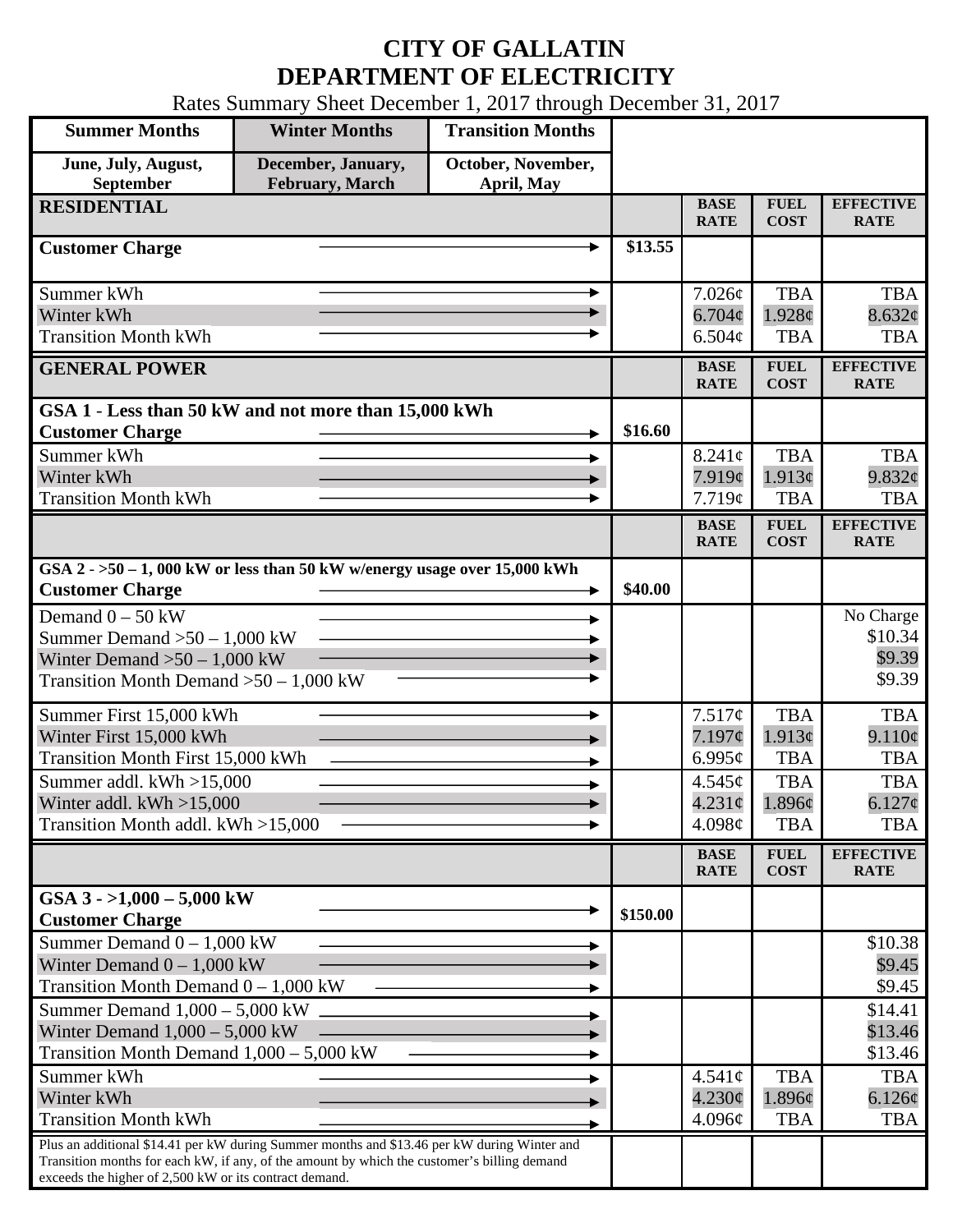# CITY OF GALLATIN
# DEPARTMENT OF ELECTRICITY

Rates Summary Sheet December 1, 2017 through December 31, 2017

| Summer Months | Winter Months | Transition Months |
|---|---|---|
| June, July, August, September | December, January, February, March | October, November, April, May |

| RESIDENTIAL | | BASE RATE | FUEL COST | EFFECTIVE RATE |
|---|---|---|---|---|
| **Customer Charge** | **$13.55** | | | |
| Summer kWh | | 7.026¢ | TBA | TBA |
| Winter kWh | | 6.704¢ | 1.928¢ | 8.632¢ |
| Transition Month kWh | | 6.504¢ | TBA | TBA |

| GENERAL POWER | | BASE RATE | FUEL COST | EFFECTIVE RATE |
|---|---|---|---|---|
| **GSA 1 - Less than 50 kW and not more than 15,000 kWh** | | | | |
| **Customer Charge** | **$16.60** | | | |
| Summer kWh | | 8.241¢ | TBA | TBA |
| Winter kWh | | 7.919¢ | 1.913¢ | 9.832¢ |
| Transition Month kWh | | 7.719¢ | TBA | TBA |

| | | BASE RATE | FUEL COST | EFFECTIVE RATE |
|---|---|---|---|---|
| **GSA 2 - >50 – 1, 000 kW or less than 50 kW w/energy usage over 15,000 kWh** | | | | |
| **Customer Charge** | **$40.00** | | | |
| Demand 0 – 50 kW | | | | No Charge |
| Summer Demand >50 – 1,000 kW | | | | $10.34 |
| Winter Demand >50 – 1,000 kW | | | | $9.39 |
| Transition Month Demand >50 – 1,000 kW | | | | $9.39 |
| Summer First 15,000 kWh | | 7.517¢ | TBA | TBA |
| Winter First 15,000 kWh | | 7.197¢ | 1.913¢ | 9.110¢ |
| Transition Month First 15,000 kWh | | 6.995¢ | TBA | TBA |
| Summer addl. kWh >15,000 | | 4.545¢ | TBA | TBA |
| Winter addl. kWh >15,000 | | 4.231¢ | 1.896¢ | 6.127¢ |
| Transition Month addl. kWh >15,000 | | 4.098¢ | TBA | TBA |

| | | BASE RATE | FUEL COST | EFFECTIVE RATE |
|---|---|---|---|---|
| **GSA 3 - >1,000 – 5,000 kW** | | | | |
| **Customer Charge** | **$150.00** | | | |
| Summer Demand 0 – 1,000 kW | | | | $10.38 |
| Winter Demand 0 – 1,000 kW | | | | $9.45 |
| Transition Month Demand 0 – 1,000 kW | | | | $9.45 |
| Summer Demand 1,000 – 5,000 kW | | | | $14.41 |
| Winter Demand 1,000 – 5,000 kW | | | | $13.46 |
| Transition Month Demand 1,000 – 5,000 kW | | | | $13.46 |
| Summer kWh | | 4.541¢ | TBA | TBA |
| Winter kWh | | 4.230¢ | 1.896¢ | 6.126¢ |
| Transition Month kWh | | 4.096¢ | TBA | TBA |
| Plus an additional $14.41 per kW during Summer months and $13.46 per kW during Winter and Transition months for each kW, if any, of the amount by which the customer's billing demand exceeds the higher of 2,500 kW or its contract demand. | | | | |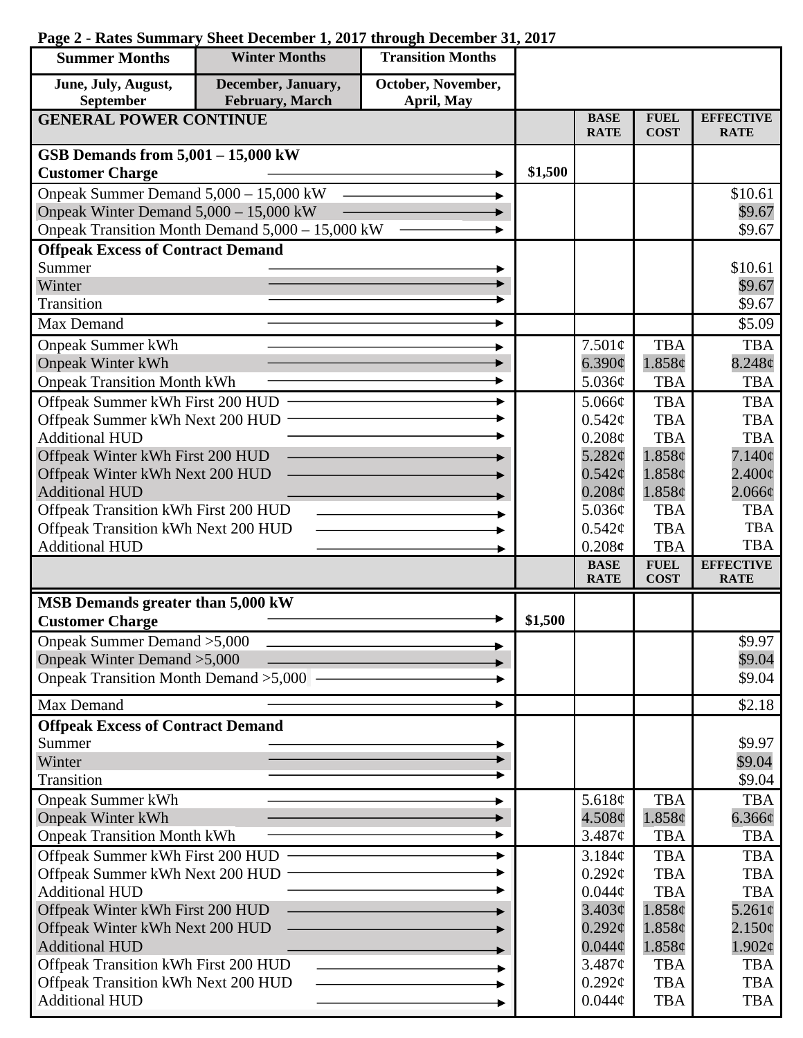**Page 2 - Rates Summary Sheet December 1, 2017 through December 31, 2017**

| Summer Months | Winter Months | Transition Months |
|---|---|---|
| June, July, August, September | December, January, February, March | October, November, April, May |

| GENERAL POWER CONTINUE | | BASE RATE | FUEL COST | EFFECTIVE RATE |
|---|---|---|---|---|
| **GSB Demands from 5,001 – 15,000 kW** | | | | |
| **Customer Charge** → | $1,500 | | | |
| Onpeak Summer Demand 5,000 – 15,000 kW → | | | | $10.61 |
| Onpeak Winter Demand 5,000 – 15,000 kW → | | | | $9.67 |
| Onpeak Transition Month Demand 5,000 – 15,000 kW → | | | | $9.67 |
| **Offpeak Excess of Contract Demand** | | | | |
| Summer → | | | | $10.61 |
| Winter → | | | | $9.67 |
| Transition → | | | | $9.67 |
| Max Demand → | | | | $5.09 |
| Onpeak Summer kWh → | | 7.501¢ | TBA | TBA |
| Onpeak Winter kWh → | | 6.390¢ | 1.858¢ | 8.248¢ |
| Onpeak Transition Month kWh → | | 5.036¢ | TBA | TBA |
| Offpeak Summer kWh First 200 HUD → | | 5.066¢ | TBA | TBA |
| Offpeak Summer kWh Next 200 HUD → | | 0.542¢ | TBA | TBA |
| Additional HUD → | | 0.208¢ | TBA | TBA |
| Offpeak Winter kWh First 200 HUD → | | 5.282¢ | 1.858¢ | 7.140¢ |
| Offpeak Winter kWh Next 200 HUD → | | 0.542¢ | 1.858¢ | 2.400¢ |
| Additional HUD → | | 0.208¢ | 1.858¢ | 2.066¢ |
| Offpeak Transition kWh First 200 HUD → | | 5.036¢ | TBA | TBA |
| Offpeak Transition kWh Next 200 HUD → | | 0.542¢ | TBA | TBA |
| Additional HUD → | | 0.208¢ | TBA | TBA |

| | | BASE RATE | FUEL COST | EFFECTIVE RATE |
|---|---|---|---|---|
| **MSB Demands greater than 5,000 kW** | | | | |
| **Customer Charge** → | $1,500 | | | |
| Onpeak Summer Demand >5,000 → | | | | $9.97 |
| Onpeak Winter Demand >5,000 → | | | | $9.04 |
| Onpeak Transition Month Demand >5,000 → | | | | $9.04 |
| Max Demand → | | | | $2.18 |
| **Offpeak Excess of Contract Demand** | | | | |
| Summer → | | | | $9.97 |
| Winter → | | | | $9.04 |
| Transition → | | | | $9.04 |
| Onpeak Summer kWh → | | 5.618¢ | TBA | TBA |
| Onpeak Winter kWh → | | 4.508¢ | 1.858¢ | 6.366¢ |
| Onpeak Transition Month kWh → | | 3.487¢ | TBA | TBA |
| Offpeak Summer kWh First 200 HUD → | | 3.184¢ | TBA | TBA |
| Offpeak Summer kWh Next 200 HUD → | | 0.292¢ | TBA | TBA |
| Additional HUD → | | 0.044¢ | TBA | TBA |
| Offpeak Winter kWh First 200 HUD → | | 3.403¢ | 1.858¢ | 5.261¢ |
| Offpeak Winter kWh Next 200 HUD → | | 0.292¢ | 1.858¢ | 2.150¢ |
| Additional HUD → | | 0.044¢ | 1.858¢ | 1.902¢ |
| Offpeak Transition kWh First 200 HUD → | | 3.487¢ | TBA | TBA |
| Offpeak Transition kWh Next 200 HUD → | | 0.292¢ | TBA | TBA |
| Additional HUD → | | 0.044¢ | TBA | TBA |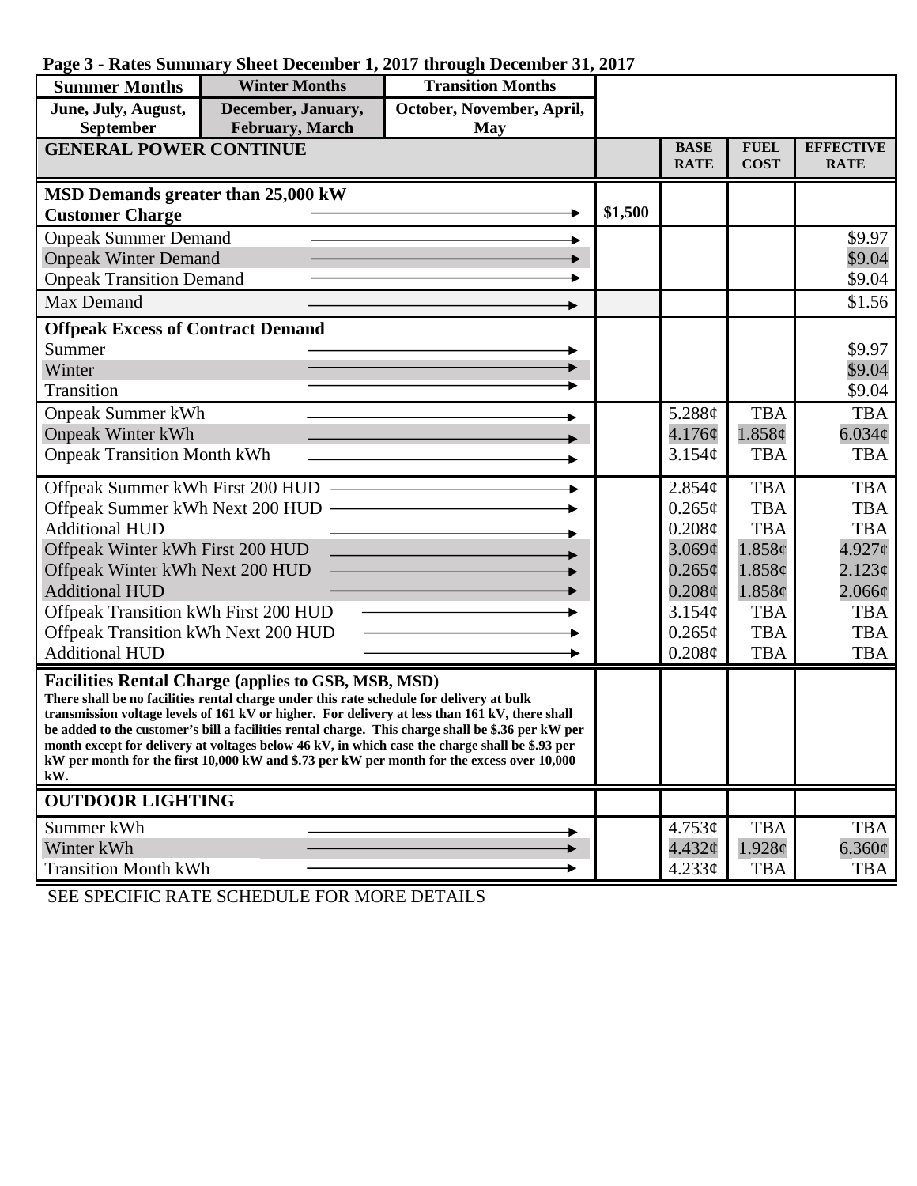**Page 3 - Rates Summary Sheet December 1, 2017 through December 31, 2017**

| Summer Months | Winter Months | Transition Months |
|---|---|---|
| June, July, August, September | December, January, February, March | October, November, April, May |

| GENERAL POWER CONTINUE | | BASE RATE | FUEL COST | EFFECTIVE RATE |
|---|---|---|---|---|
| **MSD Demands greater than 25,000 kW** | | | | |
| **Customer Charge** | $1,500 | | | |
| Onpeak Summer Demand | | | | $9.97 |
| Onpeak Winter Demand | | | | $9.04 |
| Onpeak Transition Demand | | | | $9.04 |
| Max Demand | | | | $1.56 |
| **Offpeak Excess of Contract Demand** | | | | |
| Summer | | | | $9.97 |
| Winter | | | | $9.04 |
| Transition | | | | $9.04 |
| Onpeak Summer kWh | | 5.288¢ | TBA | TBA |
| Onpeak Winter kWh | | 4.176¢ | 1.858¢ | 6.034¢ |
| Onpeak Transition Month kWh | | 3.154¢ | TBA | TBA |
| Offpeak Summer kWh First 200 HUD | | 2.854¢ | TBA | TBA |
| Offpeak Summer kWh Next 200 HUD | | 0.265¢ | TBA | TBA |
| Additional HUD | | 0.208¢ | TBA | TBA |
| Offpeak Winter kWh First 200 HUD | | 3.069¢ | 1.858¢ | 4.927¢ |
| Offpeak Winter kWh Next 200 HUD | | 0.265¢ | 1.858¢ | 2.123¢ |
| Additional HUD | | 0.208¢ | 1.858¢ | 2.066¢ |
| Offpeak Transition kWh First 200 HUD | | 3.154¢ | TBA | TBA |
| Offpeak Transition kWh Next 200 HUD | | 0.265¢ | TBA | TBA |
| Additional HUD | | 0.208¢ | TBA | TBA |

**Facilities Rental Charge (applies to GSB, MSB, MSD)**
**There shall be no facilities rental charge under this rate schedule for delivery at bulk transmission voltage levels of 161 kV or higher. For delivery at less than 161 kV, there shall be added to the customer's bill a facilities rental charge. This charge shall be $.36 per kW per month except for delivery at voltages below 46 kV, in which case the charge shall be $.93 per kW per month for the first 10,000 kW and $.73 per kW per month for the excess over 10,000 kW.**

| OUTDOOR LIGHTING | | BASE RATE | FUEL COST | EFFECTIVE RATE |
|---|---|---|---|---|
| Summer kWh | | 4.753¢ | TBA | TBA |
| Winter kWh | | 4.432¢ | 1.928¢ | 6.360¢ |
| Transition Month kWh | | 4.233¢ | TBA | TBA |

SEE SPECIFIC RATE SCHEDULE FOR MORE DETAILS